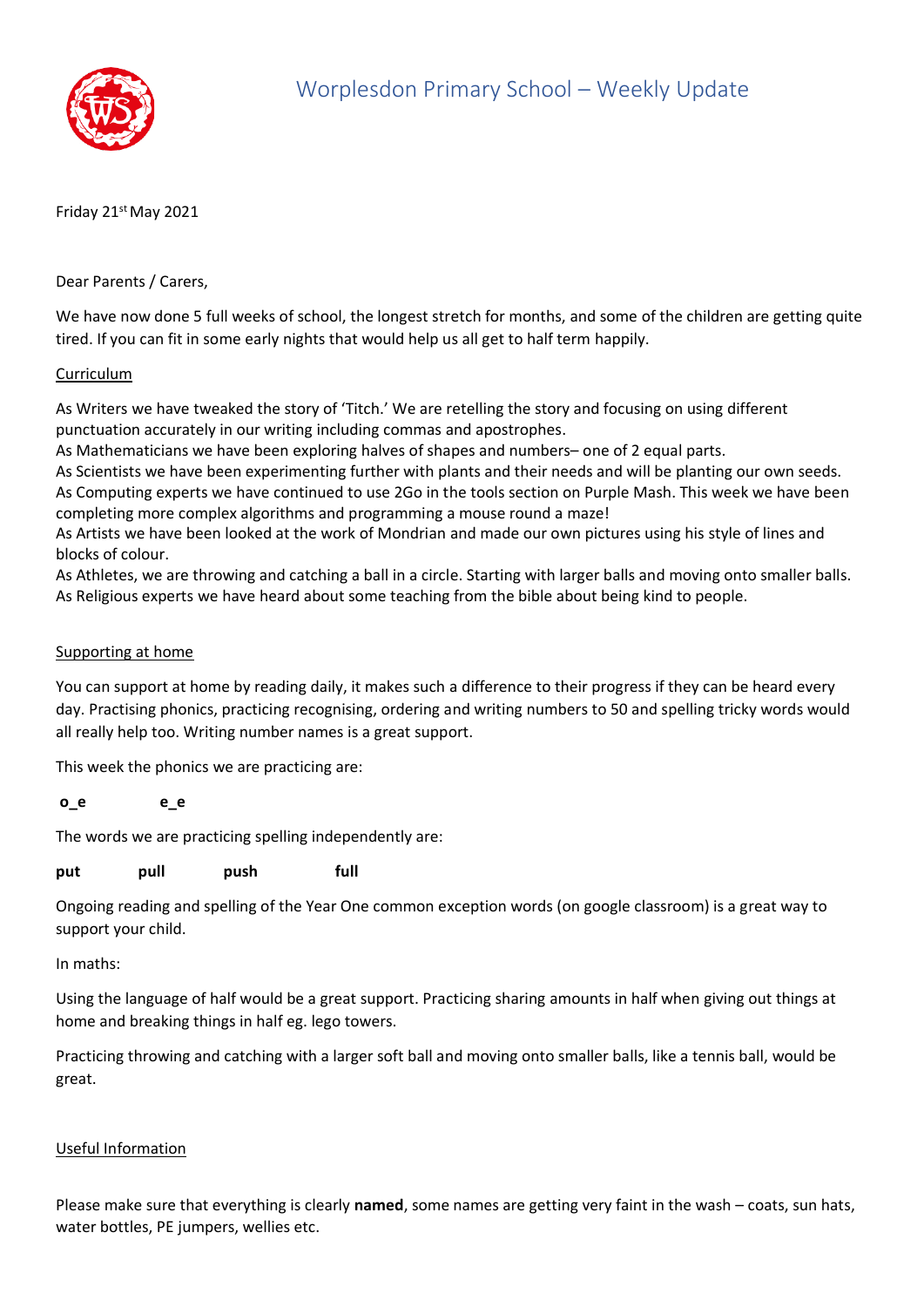# Worplesdon Primary School – Weekly Update

Friday 21st May 2021

Dear Parents / Carers,

We have now done 5 full weeks of school, the longest stretch for months, and some of the children are getting quite tired. If you can fit in some early nights that would help us all get to half term happily.

## Curriculum

As Writers we have tweaked the story of 'Titch.' We are retelling the story and focusing on using different punctuation accurately in our writing including commas and apostrophes.
As Mathematicians we have been exploring halves of shapes and numbers– one of 2 equal parts.
As Scientists we have been experimenting further with plants and their needs and will be planting our own seeds.
As Computing experts we have continued to use 2Go in the tools section on Purple Mash. This week we have been completing more complex algorithms and programming a mouse round a maze!
As Artists we have been looked at the work of Mondrian and made our own pictures using his style of lines and blocks of colour.
As Athletes, we are throwing and catching a ball in a circle. Starting with larger balls and moving onto smaller balls.
As Religious experts we have heard about some teaching from the bible about being kind to people.

## Supporting at home

You can support at home by reading daily, it makes such a difference to their progress if they can be heard every day. Practising phonics, practicing recognising, ordering and writing numbers to 50 and spelling tricky words would all really help too. Writing number names is a great support.

This week the phonics we are practicing are:

**o_e** **e_e**

The words we are practicing spelling independently are:

**put** **pull** **push** **full**

Ongoing reading and spelling of the Year One common exception words (on google classroom) is a great way to support your child.

In maths:

Using the language of half would be a great support. Practicing sharing amounts in half when giving out things at home and breaking things in half eg. lego towers.

Practicing throwing and catching with a larger soft ball and moving onto smaller balls, like a tennis ball, would be great.

## Useful Information

Please make sure that everything is clearly **named**, some names are getting very faint in the wash – coats, sun hats, water bottles, PE jumpers, wellies etc.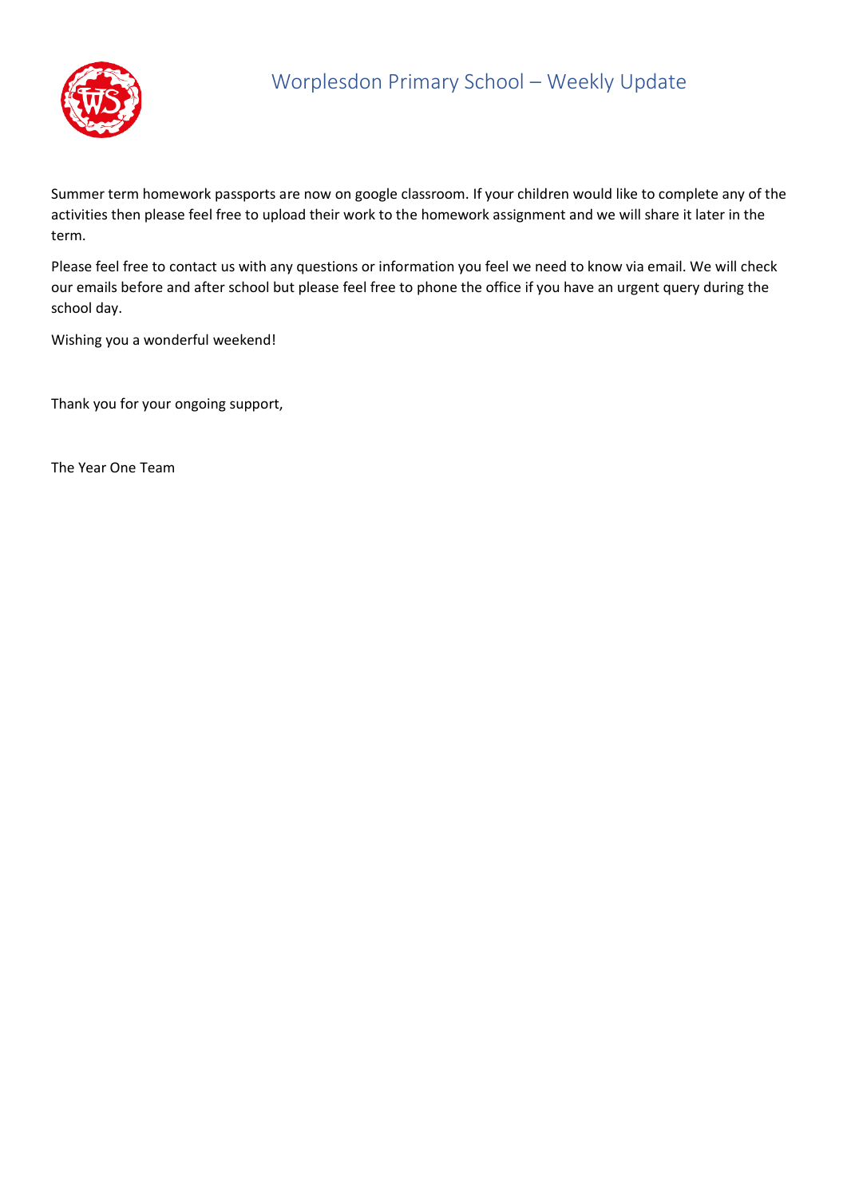# Worplesdon Primary School – Weekly Update

Summer term homework passports are now on google classroom. If your children would like to complete any of the activities then please feel free to upload their work to the homework assignment and we will share it later in the term.

Please feel free to contact us with any questions or information you feel we need to know via email. We will check our emails before and after school but please feel free to phone the office if you have an urgent query during the school day.

Wishing you a wonderful weekend!

Thank you for your ongoing support,

The Year One Team